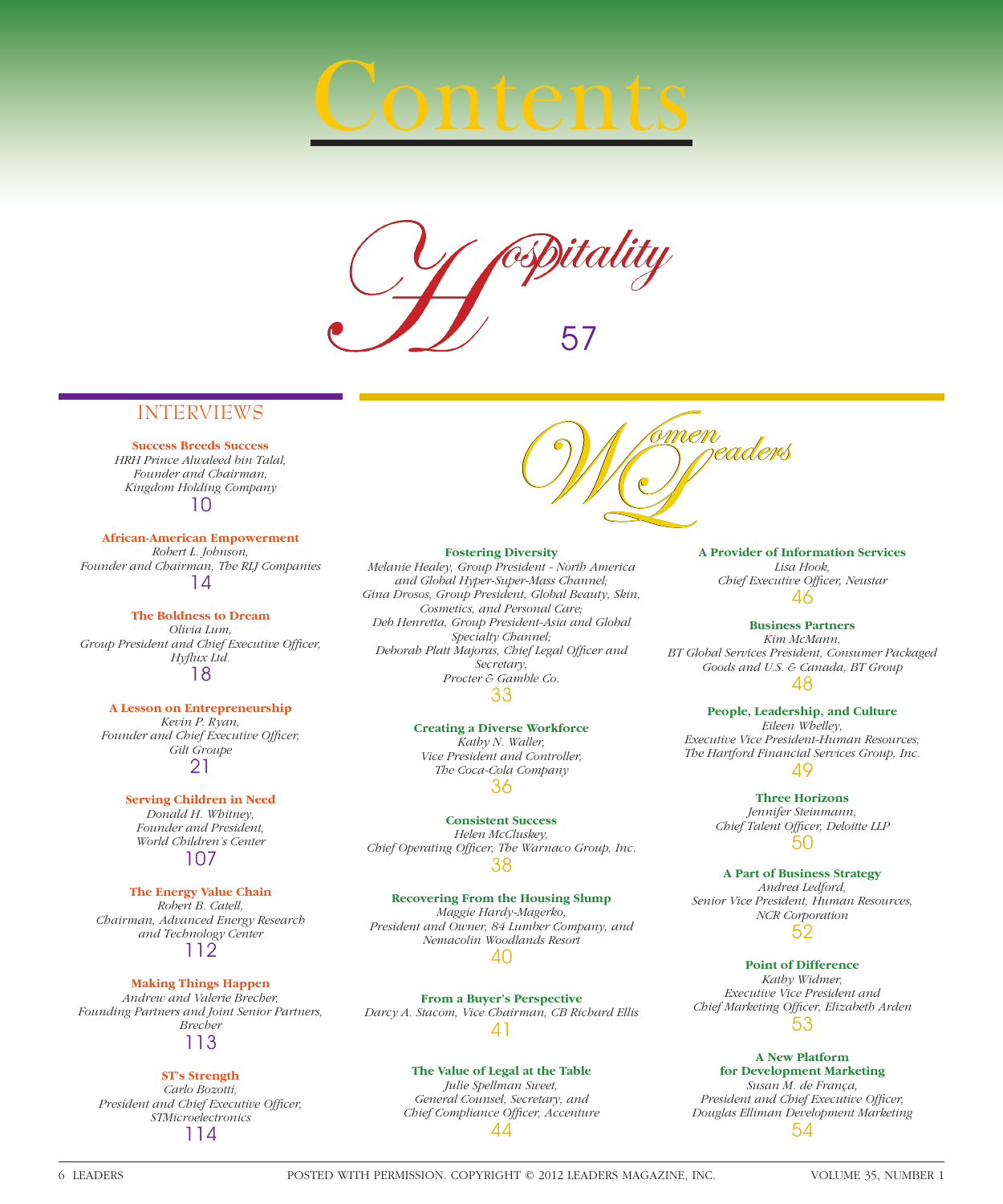# Contents

## Hospitality 57

## INTERVIEWS

**Success Breeds Success**
*HRH Prince Alwaleed bin Talal, Founder and Chairman, Kingdom Holding Company*
10

**African-American Empowerment**
*Robert L. Johnson, Founder and Chairman, The RLJ Companies*
14

**The Boldness to Dream**
*Olivia Lum, Group President and Chief Executive Officer, Hyflux Ltd.*
18

**A Lesson on Entrepreneurship**
*Kevin P. Ryan, Founder and Chief Executive Officer, Gilt Groupe*
21

**Serving Children in Need**
*Donald H. Whitney, Founder and President, World Children's Center*
107

**The Energy Value Chain**
*Robert B. Catell, Chairman, Advanced Energy Research and Technology Center*
112

**Making Things Happen**
*Andrew and Valerie Brecher, Founding Partners and Joint Senior Partners, Brecher*
113

**ST's Strength**
*Carlo Bozotti, President and Chief Executive Officer, STMicroelectronics*
114

## Women Leaders

**Fostering Diversity**
*Melanie Healey, Group President - North America and Global Hyper-Super-Mass Channel; Gina Drosos, Group President, Global Beauty, Skin, Cosmetics, and Personal Care; Deb Henretta, Group President-Asia and Global Specialty Channel; Deborah Platt Majoras, Chief Legal Officer and Secretary, Procter & Gamble Co.*
33

**Creating a Diverse Workforce**
*Kathy N. Waller, Vice President and Controller, The Coca-Cola Company*
36

**Consistent Success**
*Helen McCluskey, Chief Operating Officer, The Warnaco Group, Inc.*
38

**Recovering From the Housing Slump**
*Maggie Hardy-Magerko, President and Owner, 84 Lumber Company, and Nemacolin Woodlands Resort*
40

**From a Buyer's Perspective**
*Darcy A. Stacom, Vice Chairman, CB Richard Ellis*
41

**The Value of Legal at the Table**
*Julie Spellman Sweet, General Counsel, Secretary, and Chief Compliance Officer, Accenture*
44

**A Provider of Information Services**
*Lisa Hook, Chief Executive Officer, Neustar*
46

**Business Partners**
*Kim McMann, BT Global Services President, Consumer Packaged Goods and U.S. & Canada, BT Group*
48

**People, Leadership, and Culture**
*Eileen Whelley, Executive Vice President-Human Resources, The Hartford Financial Services Group, Inc.*
49

**Three Horizons**
*Jennifer Steinmann, Chief Talent Officer, Deloitte LLP*
50

**A Part of Business Strategy**
*Andrea Ledford, Senior Vice President, Human Resources, NCR Corporation*
52

**Point of Difference**
*Kathy Widmer, Executive Vice President and Chief Marketing Officer, Elizabeth Arden*
53

**A New Platform for Development Marketing**
*Susan M. de França, President and Chief Executive Officer, Douglas Elliman Development Marketing*
54

POSTED WITH PERMISSION. COPYRIGHT © 2012 LEADERS MAGAZINE, INC.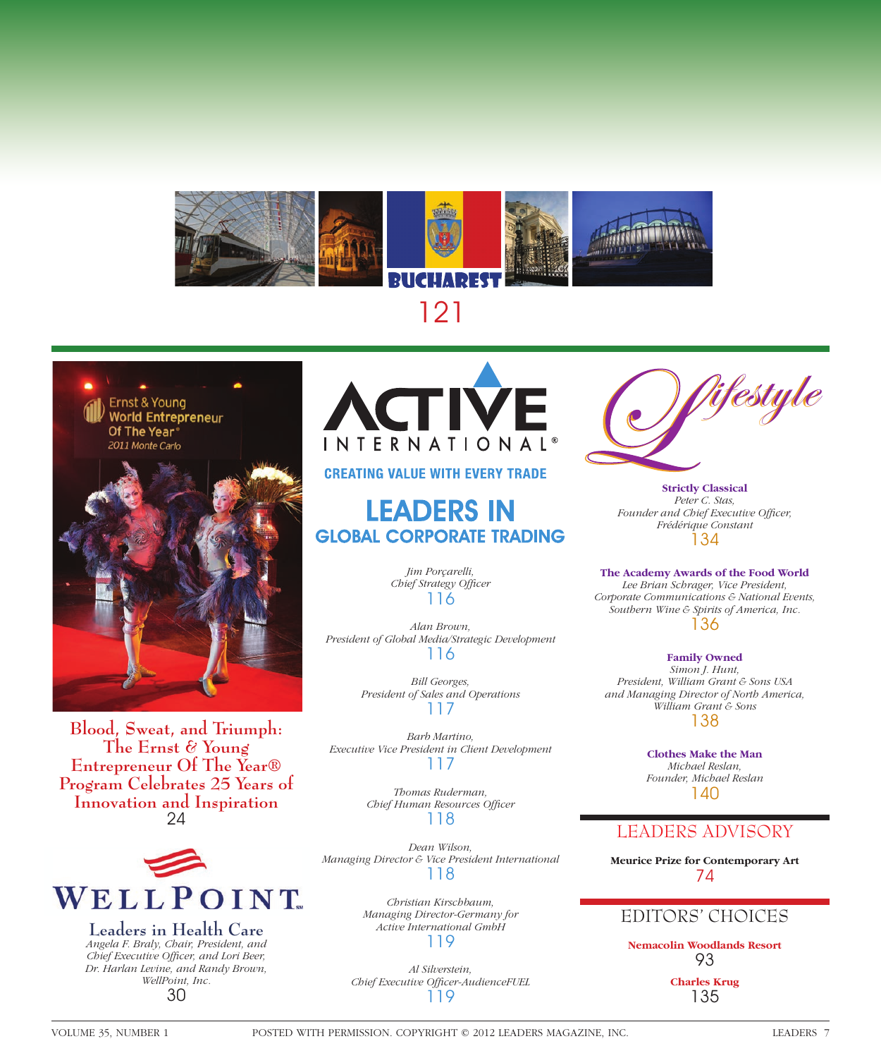BUCHAREST

121

Blood, Sweat, and Triumph: The Ernst & Young Entrepreneur Of The Year® Program Celebrates 25 Years of Innovation and Inspiration

24

WELLPOINT

**Leaders in Health Care**

*Angela F. Braly, Chair, President, and Chief Executive Officer, and Lori Beer, Dr. Harlan Levine, and Randy Brown, WellPoint, Inc.*

30

ACTIVE INTERNATIONAL

CREATING VALUE WITH EVERY TRADE

## LEADERS IN GLOBAL CORPORATE TRADING

*Jim Porçarelli, Chief Strategy Officer*

116

*Alan Brown, President of Global Media/Strategic Development*

116

*Bill Georges, President of Sales and Operations*

117

*Barb Martino, Executive Vice President in Client Development*

117

*Thomas Ruderman, Chief Human Resources Officer*

118

*Dean Wilson, Managing Director & Vice President International*

118

*Christian Kirschbaum, Managing Director-Germany for Active International GmbH*

119

*Al Silverstein, Chief Executive Officer-AudienceFUEL*

119

## Lifestyle

**Strictly Classical**

*Peter C. Stas, Founder and Chief Executive Officer, Frédérique Constant*

134

**The Academy Awards of the Food World**

*Lee Brian Schrager, Vice President, Corporate Communications & National Events, Southern Wine & Spirits of America, Inc.*

136

**Family Owned**

*Simon J. Hunt, President, William Grant & Sons USA and Managing Director of North America, William Grant & Sons*

138

**Clothes Make the Man**

*Michael Reslan, Founder, Michael Reslan*

140

## LEADERS ADVISORY

**Meurice Prize for Contemporary Art**

74

## EDITORS' CHOICES

**Nemacolin Woodlands Resort**

93

**Charles Krug**

135